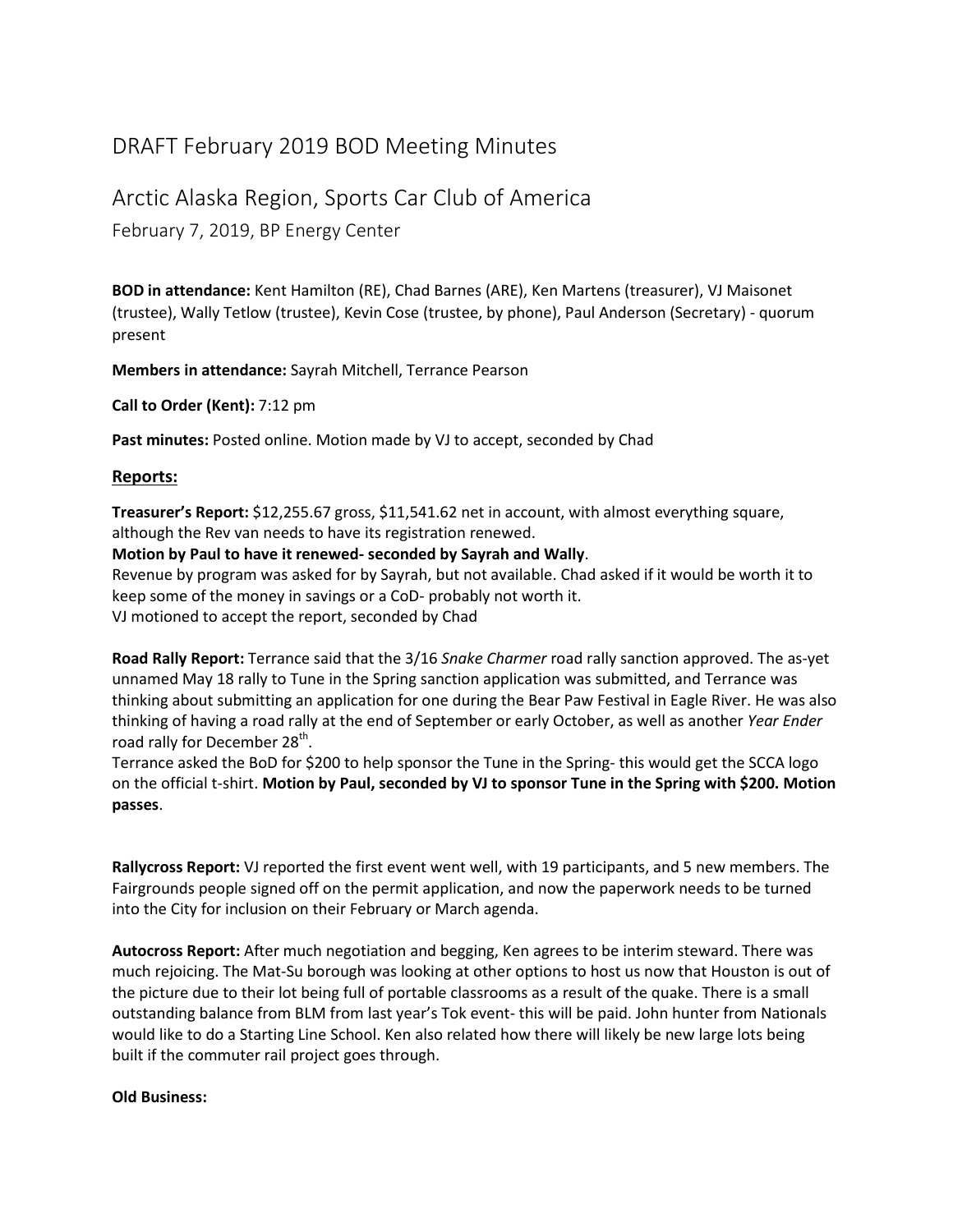# DRAFT February 2019 BOD Meeting Minutes

## Arctic Alaska Region, Sports Car Club of America

February 7, 2019, BP Energy Center

**BOD in attendance:** Kent Hamilton (RE), Chad Barnes (ARE), Ken Martens (treasurer), VJ Maisonet (trustee), Wally Tetlow (trustee), Kevin Cose (trustee, by phone), Paul Anderson (Secretary) - quorum present

**Members in attendance:** Sayrah Mitchell, Terrance Pearson

**Call to Order (Kent):** 7:12 pm

**Past minutes:** Posted online. Motion made by VJ to accept, seconded by Chad

### Reports:

**Treasurer's Report:** $12,255.67 gross, $11,541.62 net in account, with almost everything square, although the Rev van needs to have its registration renewed.
**Motion by Paul to have it renewed- seconded by Sayrah and Wally**.
Revenue by program was asked for by Sayrah, but not available. Chad asked if it would be worth it to keep some of the money in savings or a CoD- probably not worth it.
VJ motioned to accept the report, seconded by Chad

**Road Rally Report:** Terrance said that the 3/16 *Snake Charmer* road rally sanction approved. The as-yet unnamed May 18 rally to Tune in the Spring sanction application was submitted, and Terrance was thinking about submitting an application for one during the Bear Paw Festival in Eagle River. He was also thinking of having a road rally at the end of September or early October, as well as another *Year Ender* road rally for December 28th.
Terrance asked the BoD for $200 to help sponsor the Tune in the Spring- this would get the SCCA logo on the official t-shirt. **Motion by Paul, seconded by VJ to sponsor Tune in the Spring with $200. Motion passes**.

**Rallycross Report:** VJ reported the first event went well, with 19 participants, and 5 new members. The Fairgrounds people signed off on the permit application, and now the paperwork needs to be turned into the City for inclusion on their February or March agenda.

**Autocross Report:** After much negotiation and begging, Ken agrees to be interim steward. There was much rejoicing. The Mat-Su borough was looking at other options to host us now that Houston is out of the picture due to their lot being full of portable classrooms as a result of the quake. There is a small outstanding balance from BLM from last year's Tok event- this will be paid. John hunter from Nationals would like to do a Starting Line School. Ken also related how there will likely be new large lots being built if the commuter rail project goes through.

**Old Business:**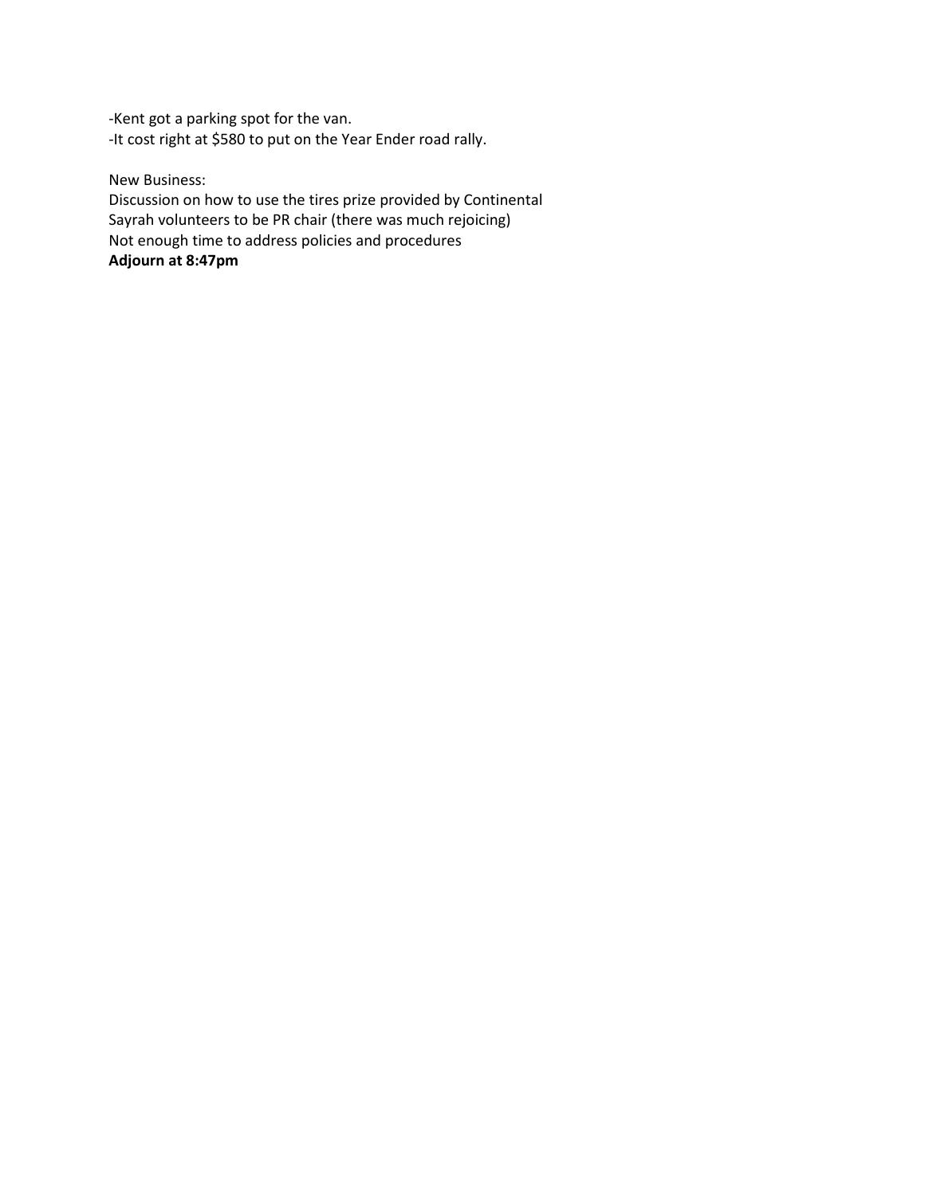-Kent got a parking spot for the van.
-It cost right at $580 to put on the Year Ender road rally.

New Business:
Discussion on how to use the tires prize provided by Continental
Sayrah volunteers to be PR chair (there was much rejoicing)
Not enough time to address policies and procedures
**Adjourn at 8:47pm**